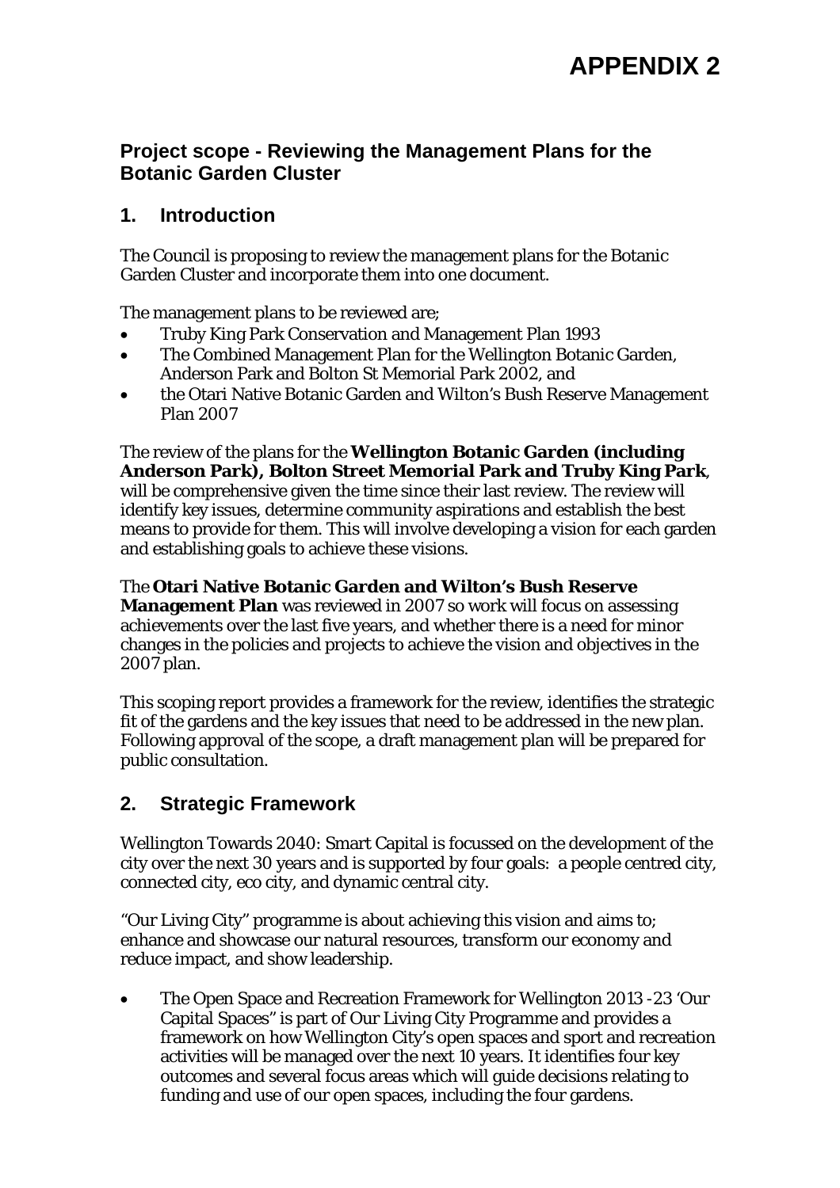# APPENDIX 2

## Project scope - Reviewing the Management Plans for the Botanic Garden Cluster

## 1. Introduction

The Council is proposing to review the management plans for the Botanic Garden Cluster and incorporate them into one document.

The management plans to be reviewed are;

- Truby King Park Conservation and Management Plan 1993
- The Combined Management Plan for the Wellington Botanic Garden, Anderson Park and Bolton St Memorial Park 2002, and
- the Otari Native Botanic Garden and Wilton's Bush Reserve Management Plan 2007

The review of the plans for the **Wellington Botanic Garden (including Anderson Park), Bolton Street Memorial Park and Truby King Park**, will be comprehensive given the time since their last review. The review will identify key issues, determine community aspirations and establish the best means to provide for them. This will involve developing a vision for each garden and establishing goals to achieve these visions.

The **Otari Native Botanic Garden and Wilton's Bush Reserve Management Plan** was reviewed in 2007 so work will focus on assessing achievements over the last five years, and whether there is a need for minor changes in the policies and projects to achieve the vision and objectives in the 2007 plan.

This scoping report provides a framework for the review, identifies the strategic fit of the gardens and the key issues that need to be addressed in the new plan. Following approval of the scope, a draft management plan will be prepared for public consultation.

## 2. Strategic Framework

Wellington Towards 2040: Smart Capital is focussed on the development of the city over the next 30 years and is supported by four goals: a people centred city, connected city, eco city, and dynamic central city.

"Our Living City" programme is about achieving this vision and aims to; enhance and showcase our natural resources, transform our economy and reduce impact, and show leadership.

- The Open Space and Recreation Framework for Wellington 2013 -23 'Our Capital Spaces" is part of Our Living City Programme and provides a framework on how Wellington City's open spaces and sport and recreation activities will be managed over the next 10 years. It identifies four key outcomes and several focus areas which will guide decisions relating to funding and use of our open spaces, including the four gardens.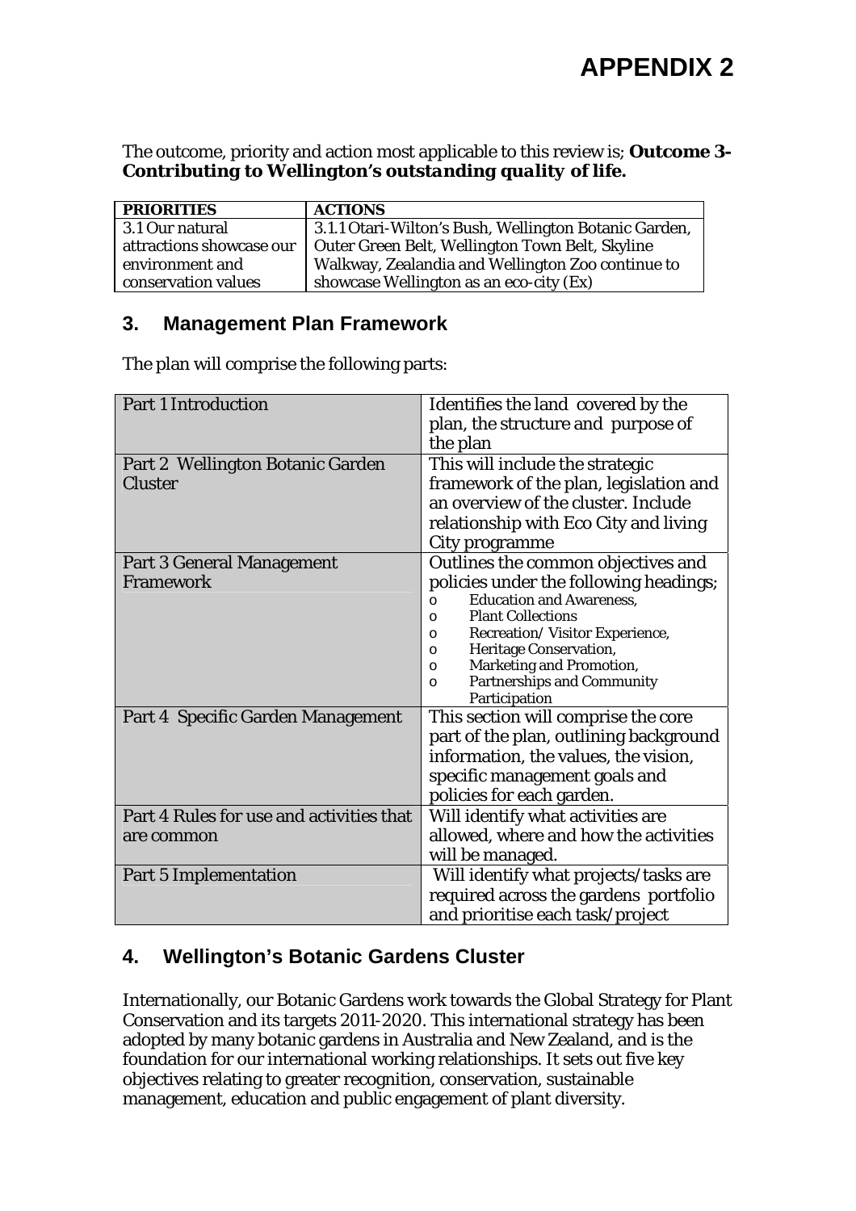# APPENDIX 2

The outcome, priority and action most applicable to this review is; **Outcome 3- Contributing to Wellington's outstanding quality of life.**

| PRIORITIES | ACTIONS |
|---|---|
| 3.1 Our natural attractions showcase our environment and conservation values | 3.1.1 Otari-Wilton's Bush, Wellington Botanic Garden, Outer Green Belt, Wellington Town Belt, Skyline Walkway, Zealandia and Wellington Zoo continue to showcase Wellington as an eco-city (Ex) |

## 3. Management Plan Framework

The plan will comprise the following parts:

| Part 1 Introduction | Identifies the land covered by the plan, the structure and purpose of the plan |
|---|---|
| Part 2 Wellington Botanic Garden Cluster | This will include the strategic framework of the plan, legislation and an overview of the cluster. Include relationship with Eco City and living City programme |
| Part 3 General Management Framework | Outlines the common objectives and policies under the following headings;<br>o Education and Awareness,<br>o Plant Collections<br>o Recreation/ Visitor Experience,<br>o Heritage Conservation,<br>o Marketing and Promotion,<br>o Partnerships and Community Participation |
| Part 4 Specific Garden Management | This section will comprise the core part of the plan, outlining background information, the values, the vision, specific management goals and policies for each garden. |
| Part 4 Rules for use and activities that are common | Will identify what activities are allowed, where and how the activities will be managed. |
| Part 5 Implementation | Will identify what projects/tasks are required across the gardens portfolio and prioritise each task/project |

## 4. Wellington's Botanic Gardens Cluster

Internationally, our Botanic Gardens work towards the Global Strategy for Plant Conservation and its targets 2011-2020. This international strategy has been adopted by many botanic gardens in Australia and New Zealand, and is the foundation for our international working relationships. It sets out five key objectives relating to greater recognition, conservation, sustainable management, education and public engagement of plant diversity.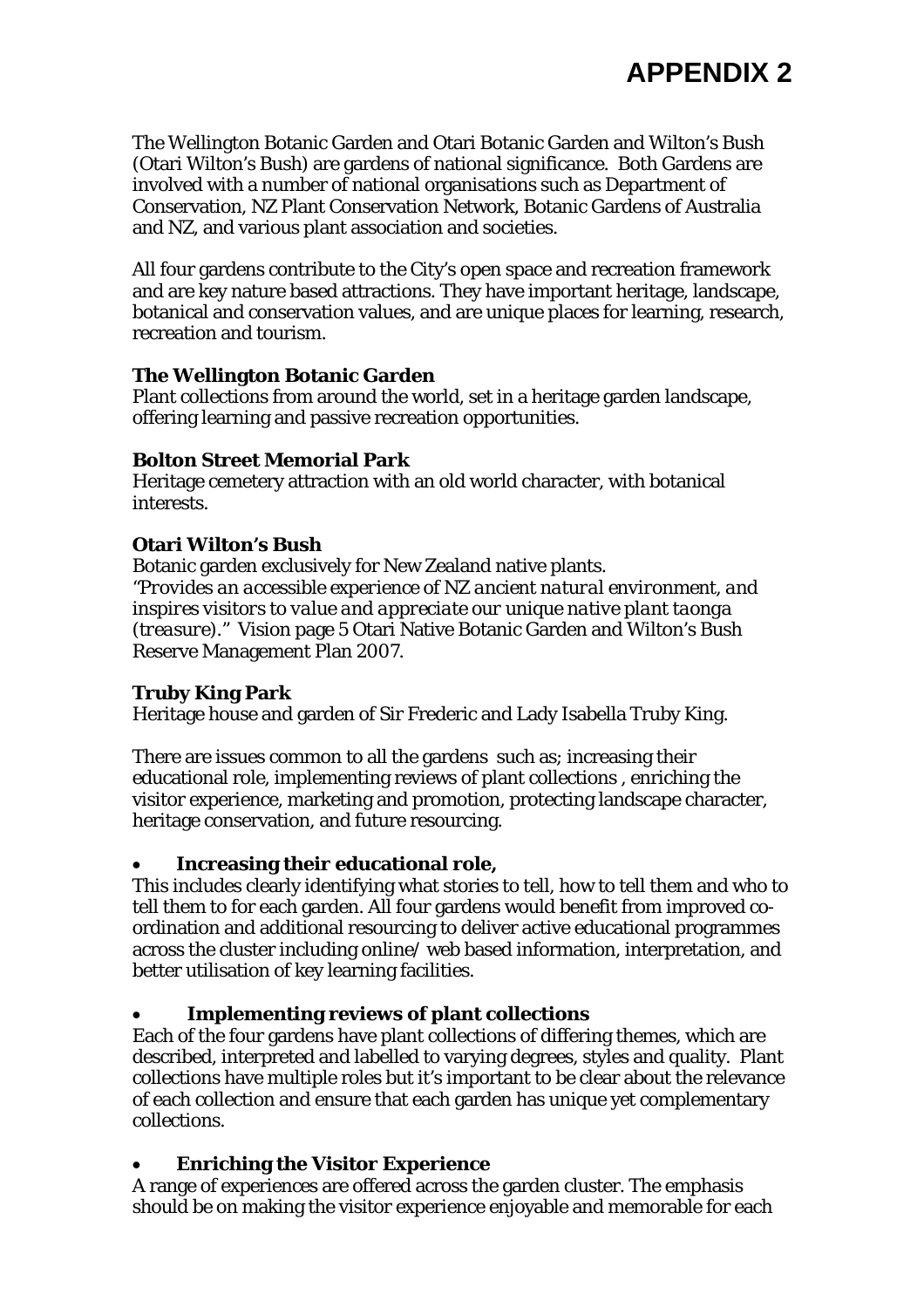# APPENDIX 2

The Wellington Botanic Garden and Otari Botanic Garden and Wilton's Bush (Otari Wilton's Bush) are gardens of national significance. Both Gardens are involved with a number of national organisations such as Department of Conservation, NZ Plant Conservation Network, Botanic Gardens of Australia and NZ, and various plant association and societies.

All four gardens contribute to the City's open space and recreation framework and are key nature based attractions. They have important heritage, landscape, botanical and conservation values, and are unique places for learning, research, recreation and tourism.

**The Wellington Botanic Garden**
Plant collections from around the world, set in a heritage garden landscape, offering learning and passive recreation opportunities.

**Bolton Street Memorial Park**
Heritage cemetery attraction with an old world character, with botanical interests.

**Otari Wilton's Bush**
Botanic garden exclusively for New Zealand native plants.
*"Provides an accessible experience of NZ ancient natural environment, and inspires visitors to value and appreciate our unique native plant taonga (treasure)."* Vision page 5 Otari Native Botanic Garden and Wilton's Bush Reserve Management Plan 2007.

**Truby King Park**
Heritage house and garden of Sir Frederic and Lady Isabella Truby King.

There are issues common to all the gardens such as; increasing their educational role, implementing reviews of plant collections , enriching the visitor experience, marketing and promotion, protecting landscape character, heritage conservation, and future resourcing.

- **Increasing their educational role,**

This includes clearly identifying what stories to tell, how to tell them and who to tell them to for each garden. All four gardens would benefit from improved co-ordination and additional resourcing to deliver active educational programmes across the cluster including online/ web based information, interpretation, and better utilisation of key learning facilities.

- **Implementing reviews of plant collections**

Each of the four gardens have plant collections of differing themes, which are described, interpreted and labelled to varying degrees, styles and quality. Plant collections have multiple roles but it's important to be clear about the relevance of each collection and ensure that each garden has unique yet complementary collections.

- **Enriching the Visitor Experience**

A range of experiences are offered across the garden cluster. The emphasis should be on making the visitor experience enjoyable and memorable for each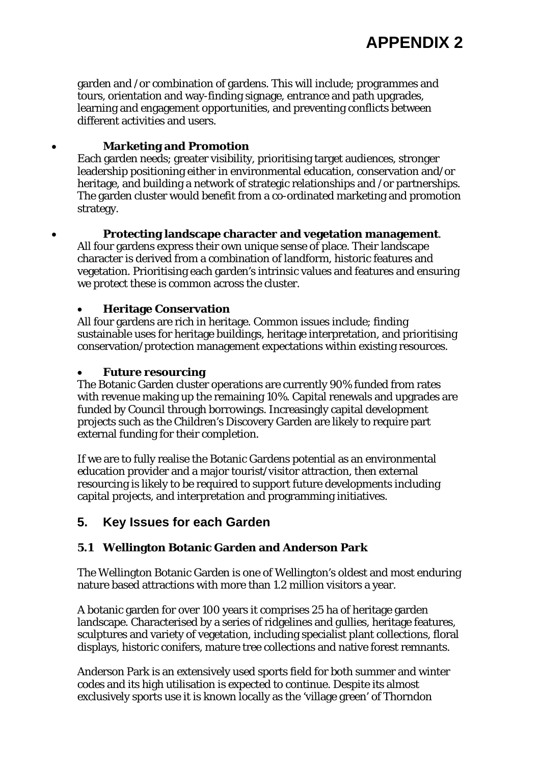garden and /or combination of gardens. This will include; programmes and tours, orientation and way-finding signage, entrance and path upgrades, learning and engagement opportunities, and preventing conflicts between different activities and users.

- **Marketing and Promotion**
  Each garden needs; greater visibility, prioritising target audiences, stronger leadership positioning either in environmental education, conservation and/or heritage, and building a network of strategic relationships and /or partnerships. The garden cluster would benefit from a co-ordinated marketing and promotion strategy.

- **Protecting landscape character and vegetation management**.
  All four gardens express their own unique sense of place. Their landscape character is derived from a combination of landform, historic features and vegetation. Prioritising each garden's intrinsic values and features and ensuring we protect these is common across the cluster.

- **Heritage Conservation**
  All four gardens are rich in heritage. Common issues include; finding sustainable uses for heritage buildings, heritage interpretation, and prioritising conservation/protection management expectations within existing resources.

- **Future resourcing**
  The Botanic Garden cluster operations are currently 90% funded from rates with revenue making up the remaining 10%. Capital renewals and upgrades are funded by Council through borrowings. Increasingly capital development projects such as the Children's Discovery Garden are likely to require part external funding for their completion.

  If we are to fully realise the Botanic Gardens potential as an environmental education provider and a major tourist/visitor attraction, then external resourcing is likely to be required to support future developments including capital projects, and interpretation and programming initiatives.

## 5. Key Issues for each Garden

### 5.1 Wellington Botanic Garden and Anderson Park

The Wellington Botanic Garden is one of Wellington's oldest and most enduring nature based attractions with more than 1.2 million visitors a year.

A botanic garden for over 100 years it comprises 25 ha of heritage garden landscape. Characterised by a series of ridgelines and gullies, heritage features, sculptures and variety of vegetation, including specialist plant collections, floral displays, historic conifers, mature tree collections and native forest remnants.

Anderson Park is an extensively used sports field for both summer and winter codes and its high utilisation is expected to continue. Despite its almost exclusively sports use it is known locally as the 'village green' of Thorndon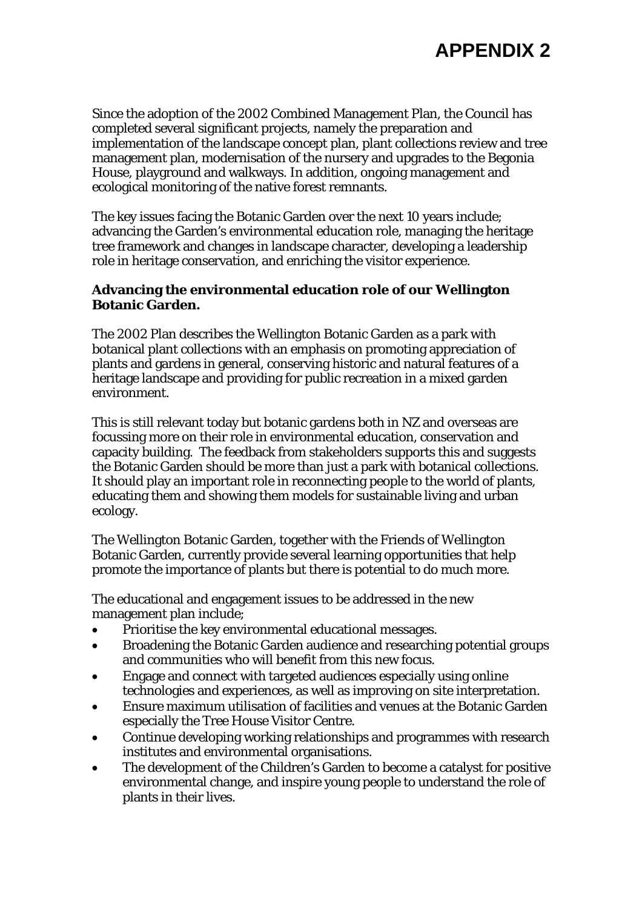# APPENDIX 2

Since the adoption of the 2002 Combined Management Plan, the Council has completed several significant projects, namely the preparation and implementation of the landscape concept plan, plant collections review and tree management plan, modernisation of the nursery and upgrades to the Begonia House, playground and walkways. In addition, ongoing management and ecological monitoring of the native forest remnants.

The key issues facing the Botanic Garden over the next 10 years include; advancing the Garden's environmental education role, managing the heritage tree framework and changes in landscape character, developing a leadership role in heritage conservation, and enriching the visitor experience.

**Advancing the environmental education role of our Wellington Botanic Garden.**

The 2002 Plan describes the Wellington Botanic Garden as a park with botanical plant collections with an emphasis on promoting appreciation of plants and gardens in general, conserving historic and natural features of a heritage landscape and providing for public recreation in a mixed garden environment.

This is still relevant today but botanic gardens both in NZ and overseas are focussing more on their role in environmental education, conservation and capacity building. The feedback from stakeholders supports this and suggests the Botanic Garden should be more than just a park with botanical collections. It should play an important role in reconnecting people to the world of plants, educating them and showing them models for sustainable living and urban ecology.

The Wellington Botanic Garden, together with the Friends of Wellington Botanic Garden, currently provide several learning opportunities that help promote the importance of plants but there is potential to do much more.

The educational and engagement issues to be addressed in the new management plan include;

- Prioritise the key environmental educational messages.
- Broadening the Botanic Garden audience and researching potential groups and communities who will benefit from this new focus.
- Engage and connect with targeted audiences especially using online technologies and experiences, as well as improving on site interpretation.
- Ensure maximum utilisation of facilities and venues at the Botanic Garden especially the Tree House Visitor Centre.
- Continue developing working relationships and programmes with research institutes and environmental organisations.
- The development of the Children's Garden to become a catalyst for positive environmental change, and inspire young people to understand the role of plants in their lives.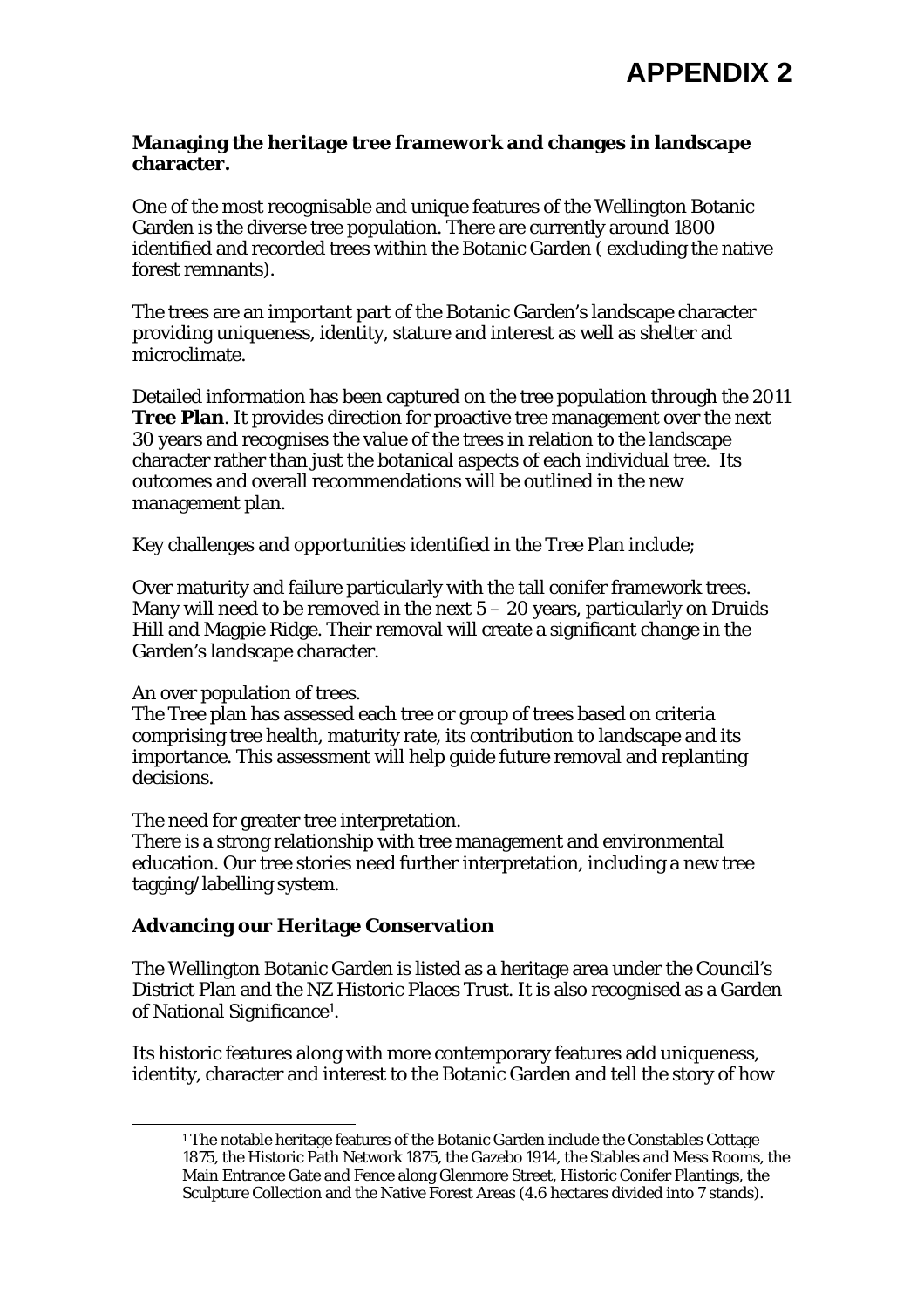# APPENDIX 2

**Managing the heritage tree framework and changes in landscape character.**

One of the most recognisable and unique features of the Wellington Botanic Garden is the diverse tree population. There are currently around 1800 identified and recorded trees within the Botanic Garden ( excluding the native forest remnants).

The trees are an important part of the Botanic Garden's landscape character providing uniqueness, identity, stature and interest as well as shelter and microclimate.

Detailed information has been captured on the tree population through the 2011 **Tree Plan**. It provides direction for proactive tree management over the next 30 years and recognises the value of the trees in relation to the landscape character rather than just the botanical aspects of each individual tree. Its outcomes and overall recommendations will be outlined in the new management plan.

Key challenges and opportunities identified in the Tree Plan include;

Over maturity and failure particularly with the tall conifer framework trees. Many will need to be removed in the next 5 – 20 years, particularly on Druids Hill and Magpie Ridge. Their removal will create a significant change in the Garden's landscape character.

An over population of trees.
The Tree plan has assessed each tree or group of trees based on criteria comprising tree health, maturity rate, its contribution to landscape and its importance. This assessment will help guide future removal and replanting decisions.

The need for greater tree interpretation.
There is a strong relationship with tree management and environmental education. Our tree stories need further interpretation, including a new tree tagging/labelling system.

**Advancing our Heritage Conservation**

The Wellington Botanic Garden is listed as a heritage area under the Council's District Plan and the NZ Historic Places Trust. It is also recognised as a Garden of National Significance[1].

Its historic features along with more contemporary features add uniqueness, identity, character and interest to the Botanic Garden and tell the story of how

[1] The notable heritage features of the Botanic Garden include the Constables Cottage 1875, the Historic Path Network 1875, the Gazebo 1914, the Stables and Mess Rooms, the Main Entrance Gate and Fence along Glenmore Street, Historic Conifer Plantings, the Sculpture Collection and the Native Forest Areas (4.6 hectares divided into 7 stands).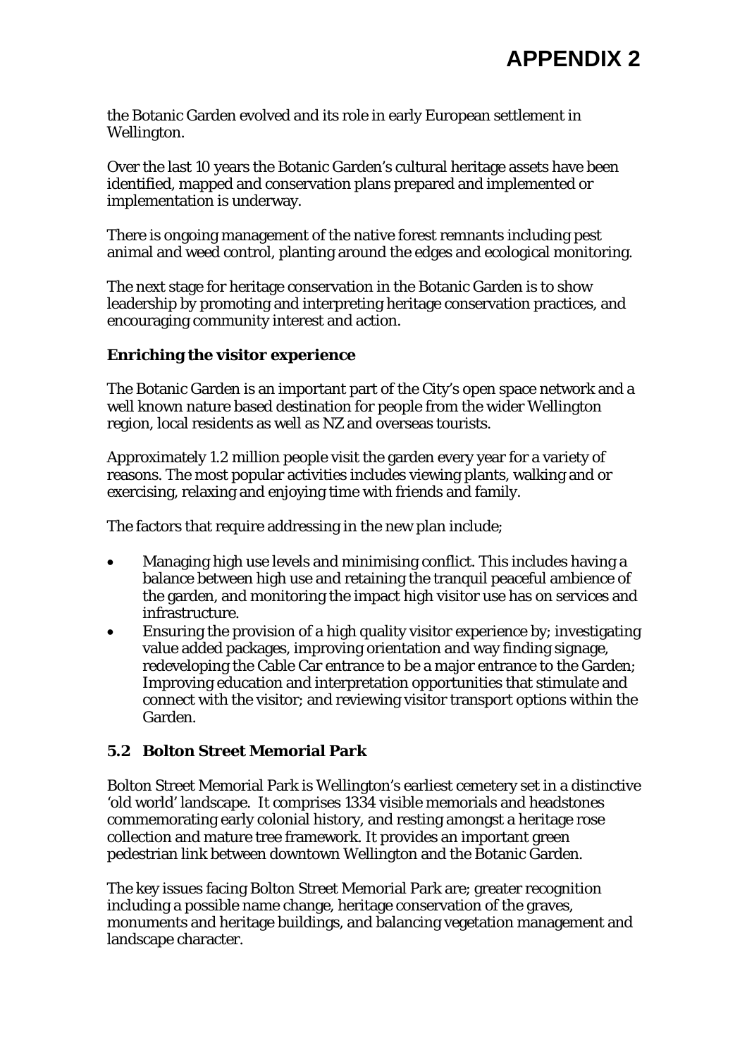the Botanic Garden evolved and its role in early European settlement in Wellington.

Over the last 10 years the Botanic Garden's cultural heritage assets have been identified, mapped and conservation plans prepared and implemented or implementation is underway.

There is ongoing management of the native forest remnants including pest animal and weed control, planting around the edges and ecological monitoring.

The next stage for heritage conservation in the Botanic Garden is to show leadership by promoting and interpreting heritage conservation practices, and encouraging community interest and action.

**Enriching the visitor experience**

The Botanic Garden is an important part of the City's open space network and a well known nature based destination for people from the wider Wellington region, local residents as well as NZ and overseas tourists.

Approximately 1.2 million people visit the garden every year for a variety of reasons. The most popular activities includes viewing plants, walking and or exercising, relaxing and enjoying time with friends and family.

The factors that require addressing in the new plan include;

- Managing high use levels and minimising conflict. This includes having a balance between high use and retaining the tranquil peaceful ambience of the garden, and monitoring the impact high visitor use has on services and infrastructure.
- Ensuring the provision of a high quality visitor experience by; investigating value added packages, improving orientation and way finding signage, redeveloping the Cable Car entrance to be a major entrance to the Garden; Improving education and interpretation opportunities that stimulate and connect with the visitor; and reviewing visitor transport options within the Garden.

### 5.2 Bolton Street Memorial Park

Bolton Street Memorial Park is Wellington's earliest cemetery set in a distinctive 'old world' landscape. It comprises 1334 visible memorials and headstones commemorating early colonial history, and resting amongst a heritage rose collection and mature tree framework. It provides an important green pedestrian link between downtown Wellington and the Botanic Garden.

The key issues facing Bolton Street Memorial Park are; greater recognition including a possible name change, heritage conservation of the graves, monuments and heritage buildings, and balancing vegetation management and landscape character.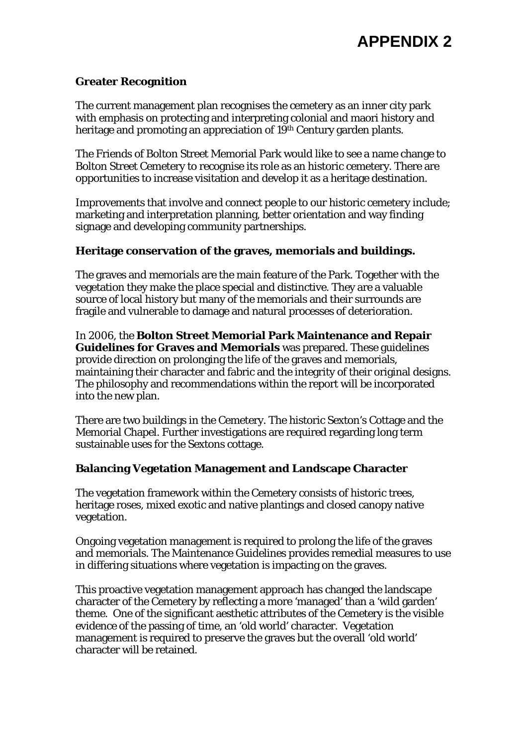# APPENDIX 2

**Greater Recognition**

The current management plan recognises the cemetery as an inner city park with emphasis on protecting and interpreting colonial and maori history and heritage and promoting an appreciation of 19th Century garden plants.

The Friends of Bolton Street Memorial Park would like to see a name change to Bolton Street Cemetery to recognise its role as an historic cemetery. There are opportunities to increase visitation and develop it as a heritage destination.

Improvements that involve and connect people to our historic cemetery include; marketing and interpretation planning, better orientation and way finding signage and developing community partnerships.

**Heritage conservation of the graves, memorials and buildings.**

The graves and memorials are the main feature of the Park. Together with the vegetation they make the place special and distinctive. They are a valuable source of local history but many of the memorials and their surrounds are fragile and vulnerable to damage and natural processes of deterioration.

In 2006, the **Bolton Street Memorial Park Maintenance and Repair Guidelines for Graves and Memorials** was prepared. These guidelines provide direction on prolonging the life of the graves and memorials, maintaining their character and fabric and the integrity of their original designs. The philosophy and recommendations within the report will be incorporated into the new plan.

There are two buildings in the Cemetery. The historic Sexton's Cottage and the Memorial Chapel. Further investigations are required regarding long term sustainable uses for the Sextons cottage.

**Balancing Vegetation Management and Landscape Character**

The vegetation framework within the Cemetery consists of historic trees, heritage roses, mixed exotic and native plantings and closed canopy native vegetation.

Ongoing vegetation management is required to prolong the life of the graves and memorials. The Maintenance Guidelines provides remedial measures to use in differing situations where vegetation is impacting on the graves.

This proactive vegetation management approach has changed the landscape character of the Cemetery by reflecting a more 'managed' than a 'wild garden' theme. One of the significant aesthetic attributes of the Cemetery is the visible evidence of the passing of time, an 'old world' character. Vegetation management is required to preserve the graves but the overall 'old world' character will be retained.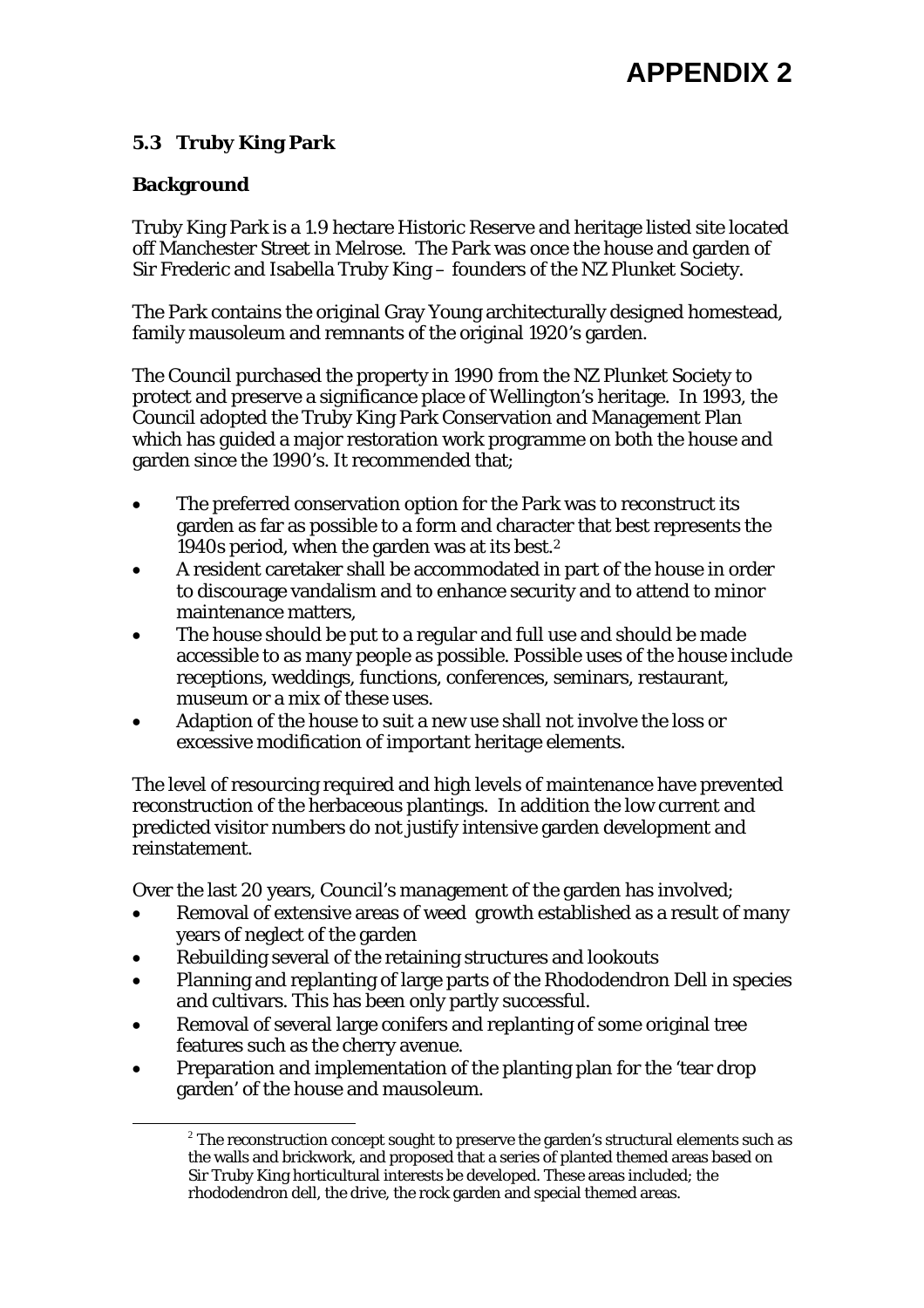# APPENDIX 2

### 5.3 Truby King Park

**Background**

Truby King Park is a 1.9 hectare Historic Reserve and heritage listed site located off Manchester Street in Melrose. The Park was once the house and garden of Sir Frederic and Isabella Truby King – founders of the NZ Plunket Society.

The Park contains the original Gray Young architecturally designed homestead, family mausoleum and remnants of the original 1920's garden.

The Council purchased the property in 1990 from the NZ Plunket Society to protect and preserve a significance place of Wellington's heritage. In 1993, the Council adopted the Truby King Park Conservation and Management Plan which has guided a major restoration work programme on both the house and garden since the 1990's. It recommended that;

- The preferred conservation option for the Park was to reconstruct its garden as far as possible to a form and character that best represents the 1940s period, when the garden was at its best.[2]
- A resident caretaker shall be accommodated in part of the house in order to discourage vandalism and to enhance security and to attend to minor maintenance matters,
- The house should be put to a regular and full use and should be made accessible to as many people as possible. Possible uses of the house include receptions, weddings, functions, conferences, seminars, restaurant, museum or a mix of these uses.
- Adaption of the house to suit a new use shall not involve the loss or excessive modification of important heritage elements.

The level of resourcing required and high levels of maintenance have prevented reconstruction of the herbaceous plantings. In addition the low current and predicted visitor numbers do not justify intensive garden development and reinstatement.

Over the last 20 years, Council's management of the garden has involved;

- Removal of extensive areas of weed growth established as a result of many years of neglect of the garden
- Rebuilding several of the retaining structures and lookouts
- Planning and replanting of large parts of the Rhododendron Dell in species and cultivars. This has been only partly successful.
- Removal of several large conifers and replanting of some original tree features such as the cherry avenue.
- Preparation and implementation of the planting plan for the 'tear drop garden' of the house and mausoleum.

[2] The reconstruction concept sought to preserve the garden's structural elements such as the walls and brickwork, and proposed that a series of planted themed areas based on Sir Truby King horticultural interests be developed. These areas included; the rhododendron dell, the drive, the rock garden and special themed areas.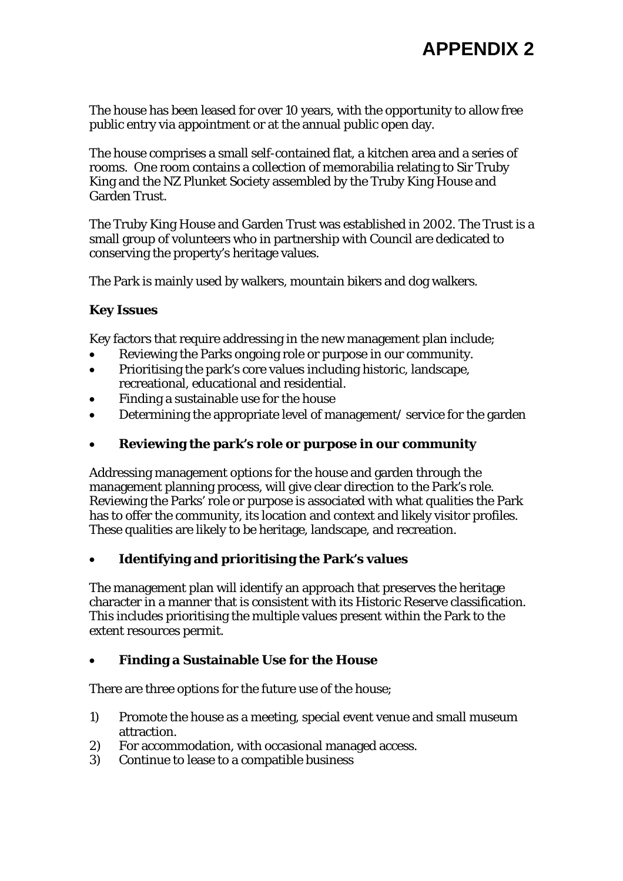# APPENDIX 2

The house has been leased for over 10 years, with the opportunity to allow free public entry via appointment or at the annual public open day.

The house comprises a small self-contained flat, a kitchen area and a series of rooms. One room contains a collection of memorabilia relating to Sir Truby King and the NZ Plunket Society assembled by the Truby King House and Garden Trust.

The Truby King House and Garden Trust was established in 2002. The Trust is a small group of volunteers who in partnership with Council are dedicated to conserving the property's heritage values.

The Park is mainly used by walkers, mountain bikers and dog walkers.

**Key Issues**

Key factors that require addressing in the new management plan include;

- Reviewing the Parks ongoing role or purpose in our community.
- Prioritising the park's core values including historic, landscape, recreational, educational and residential.
- Finding a sustainable use for the house
- Determining the appropriate level of management/ service for the garden

- **Reviewing the park's role or purpose in our community**

Addressing management options for the house and garden through the management planning process, will give clear direction to the Park's role. Reviewing the Parks' role or purpose is associated with what qualities the Park has to offer the community, its location and context and likely visitor profiles. These qualities are likely to be heritage, landscape, and recreation.

- **Identifying and prioritising the Park's values**

The management plan will identify an approach that preserves the heritage character in a manner that is consistent with its Historic Reserve classification. This includes prioritising the multiple values present within the Park to the extent resources permit.

- **Finding a Sustainable Use for the House**

There are three options for the future use of the house;

1) Promote the house as a meeting, special event venue and small museum attraction.
2) For accommodation, with occasional managed access.
3) Continue to lease to a compatible business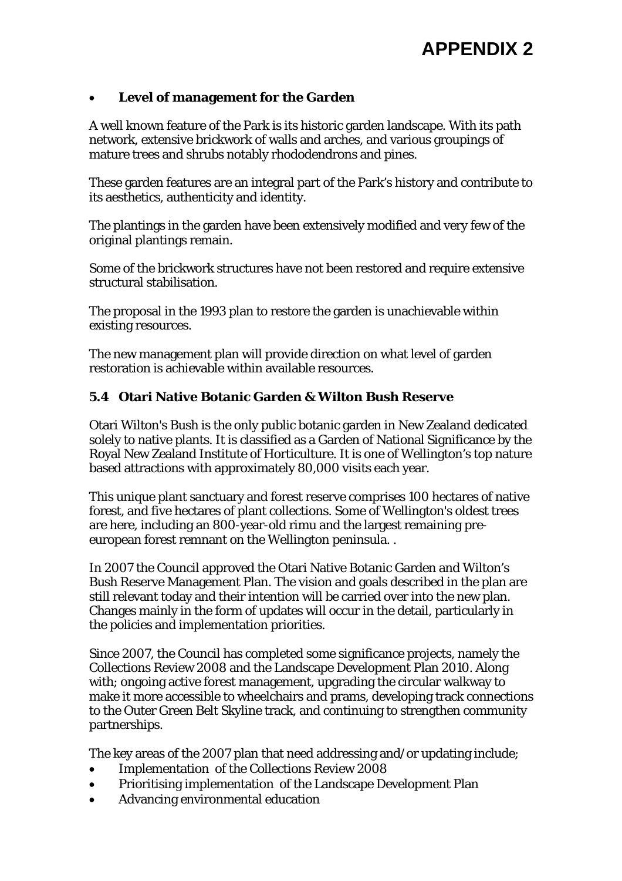- **Level of management for the Garden**

A well known feature of the Park is its historic garden landscape. With its path network, extensive brickwork of walls and arches, and various groupings of mature trees and shrubs notably rhododendrons and pines.

These garden features are an integral part of the Park's history and contribute to its aesthetics, authenticity and identity.

The plantings in the garden have been extensively modified and very few of the original plantings remain.

Some of the brickwork structures have not been restored and require extensive structural stabilisation.

The proposal in the 1993 plan to restore the garden is unachievable within existing resources.

The new management plan will provide direction on what level of garden restoration is achievable within available resources.

### 5.4 Otari Native Botanic Garden & Wilton Bush Reserve

Otari Wilton's Bush is the only public botanic garden in New Zealand dedicated solely to native plants. It is classified as a Garden of National Significance by the Royal New Zealand Institute of Horticulture. It is one of Wellington's top nature based attractions with approximately 80,000 visits each year.

This unique plant sanctuary and forest reserve comprises 100 hectares of native forest, and five hectares of plant collections. Some of Wellington's oldest trees are here, including an 800-year-old rimu and the largest remaining pre-european forest remnant on the Wellington peninsula. .

In 2007 the Council approved the Otari Native Botanic Garden and Wilton's Bush Reserve Management Plan. The vision and goals described in the plan are still relevant today and their intention will be carried over into the new plan. Changes mainly in the form of updates will occur in the detail, particularly in the policies and implementation priorities.

Since 2007, the Council has completed some significance projects, namely the Collections Review 2008 and the Landscape Development Plan 2010. Along with; ongoing active forest management, upgrading the circular walkway to make it more accessible to wheelchairs and prams, developing track connections to the Outer Green Belt Skyline track, and continuing to strengthen community partnerships.

The key areas of the 2007 plan that need addressing and/or updating include;

- Implementation of the Collections Review 2008
- Prioritising implementation of the Landscape Development Plan
- Advancing environmental education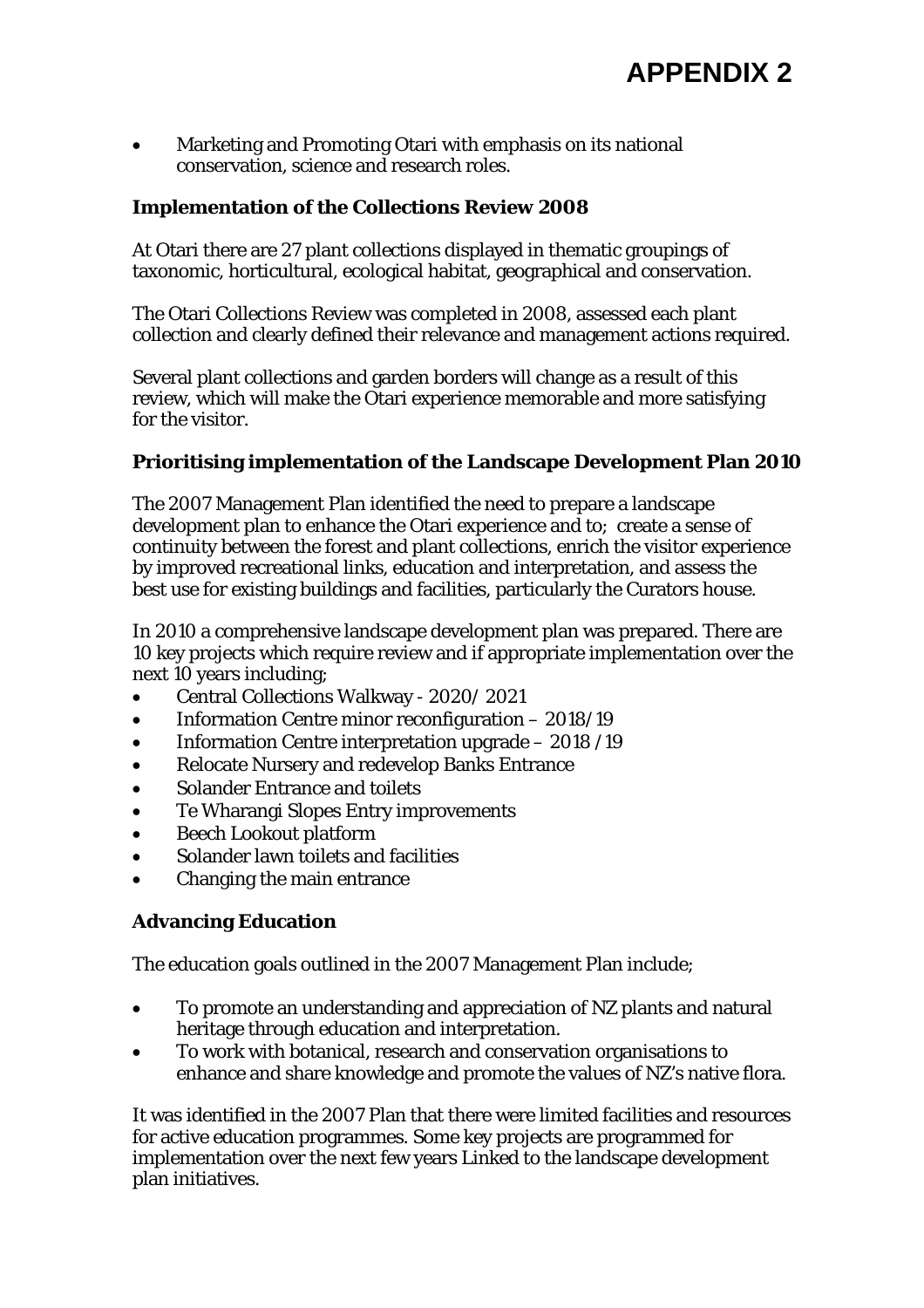# APPENDIX 2

- Marketing and Promoting Otari with emphasis on its national conservation, science and research roles.

**Implementation of the Collections Review 2008**

At Otari there are 27 plant collections displayed in thematic groupings of taxonomic, horticultural, ecological habitat, geographical and conservation.

The Otari Collections Review was completed in 2008, assessed each plant collection and clearly defined their relevance and management actions required.

Several plant collections and garden borders will change as a result of this review, which will make the Otari experience memorable and more satisfying for the visitor.

**Prioritising implementation of the Landscape Development Plan 2010**

The 2007 Management Plan identified the need to prepare a landscape development plan to enhance the Otari experience and to; create a sense of continuity between the forest and plant collections, enrich the visitor experience by improved recreational links, education and interpretation, and assess the best use for existing buildings and facilities, particularly the Curators house.

In 2010 a comprehensive landscape development plan was prepared. There are 10 key projects which require review and if appropriate implementation over the next 10 years including;

- Central Collections Walkway - 2020/ 2021
- Information Centre minor reconfiguration – 2018/19
- Information Centre interpretation upgrade – 2018 /19
- Relocate Nursery and redevelop Banks Entrance
- Solander Entrance and toilets
- Te Wharangi Slopes Entry improvements
- Beech Lookout platform
- Solander lawn toilets and facilities
- Changing the main entrance

**Advancing Education**

The education goals outlined in the 2007 Management Plan include;

- To promote an understanding and appreciation of NZ plants and natural heritage through education and interpretation.
- To work with botanical, research and conservation organisations to enhance and share knowledge and promote the values of NZ's native flora.

It was identified in the 2007 Plan that there were limited facilities and resources for active education programmes. Some key projects are programmed for implementation over the next few years Linked to the landscape development plan initiatives.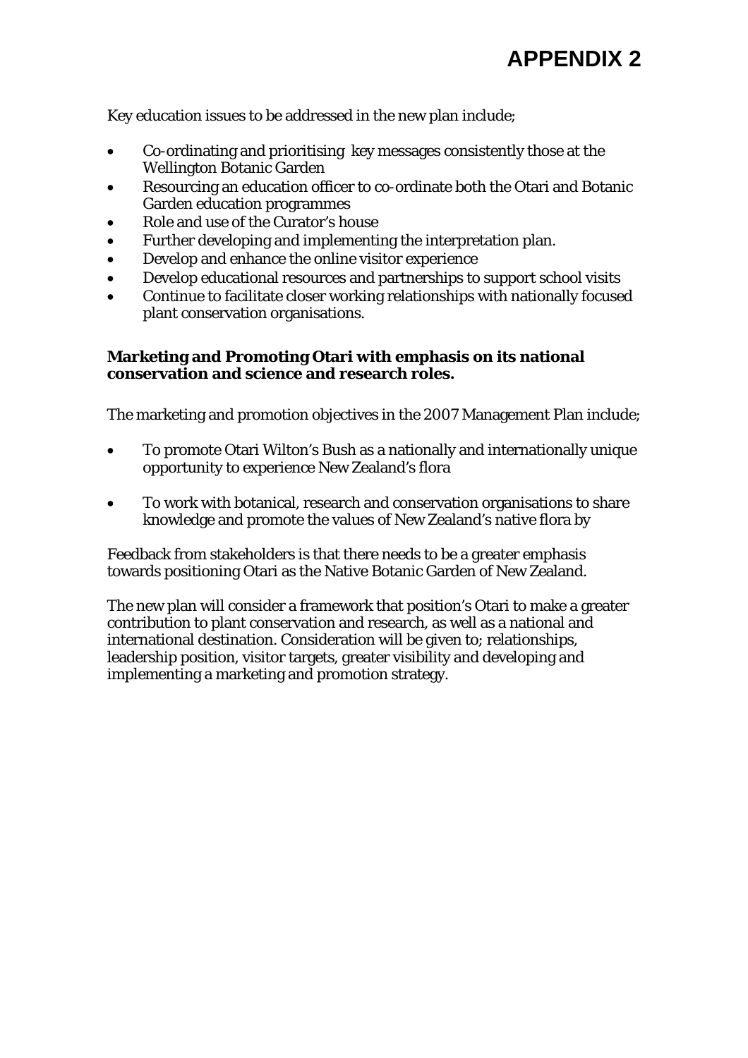# APPENDIX 2

Key education issues to be addressed in the new plan include;

- Co-ordinating and prioritising key messages consistently those at the Wellington Botanic Garden
- Resourcing an education officer to co-ordinate both the Otari and Botanic Garden education programmes
- Role and use of the Curator's house
- Further developing and implementing the interpretation plan.
- Develop and enhance the online visitor experience
- Develop educational resources and partnerships to support school visits
- Continue to facilitate closer working relationships with nationally focused plant conservation organisations.

**Marketing and Promoting Otari with emphasis on its national conservation and science and research roles.**

The marketing and promotion objectives in the 2007 Management Plan include;

- To promote Otari Wilton's Bush as a nationally and internationally unique opportunity to experience New Zealand's flora

- To work with botanical, research and conservation organisations to share knowledge and promote the values of New Zealand's native flora by

Feedback from stakeholders is that there needs to be a greater emphasis towards positioning Otari as the Native Botanic Garden of New Zealand.

The new plan will consider a framework that position's Otari to make a greater contribution to plant conservation and research, as well as a national and international destination. Consideration will be given to; relationships, leadership position, visitor targets, greater visibility and developing and implementing a marketing and promotion strategy.